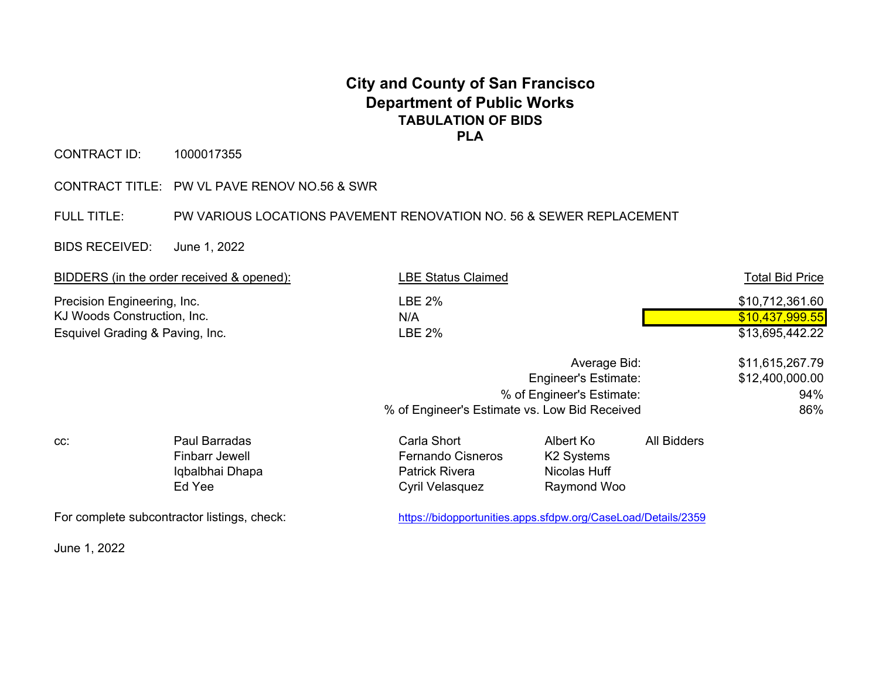# City and County of San Francisco
## Department of Public Works
### TABULATION OF BIDS
### PLA

CONTRACT ID: 1000017355

CONTRACT TITLE: PW VL PAVE RENOV NO.56 & SWR

FULL TITLE: PW VARIOUS LOCATIONS PAVEMENT RENOVATION NO. 56 & SEWER REPLACEMENT

BIDS RECEIVED: June 1, 2022

| BIDDERS (in the order received & opened): | LBE Status Claimed | Total Bid Price |
|---|---|---|
| Precision Engineering, Inc. | LBE 2% | $10,712,361.60 |
| KJ Woods Construction, Inc. | N/A | $10,437,999.55 |
| Esquivel Grading & Paving, Inc. | LBE 2% | $13,695,442.22 |

| | |
|---|---|
| Average Bid: | $11,615,267.79 |
| Engineer's Estimate: | $12,400,000.00 |
| % of Engineer's Estimate: | 94% |
| % of Engineer's Estimate vs. Low Bid Received | 86% |

cc:

| | | | |
|---|---|---|---|
| Paul Barradas | Carla Short | Albert Ko | All Bidders |
| Finbarr Jewell | Fernando Cisneros | K2 Systems | |
| Iqbalbhai Dhapa | Patrick Rivera | Nicolas Huff | |
| Ed Yee | Cyril Velasquez | Raymond Woo | |

For complete subcontractor listings, check: https://bidopportunities.apps.sfdpw.org/CaseLoad/Details/2359

June 1, 2022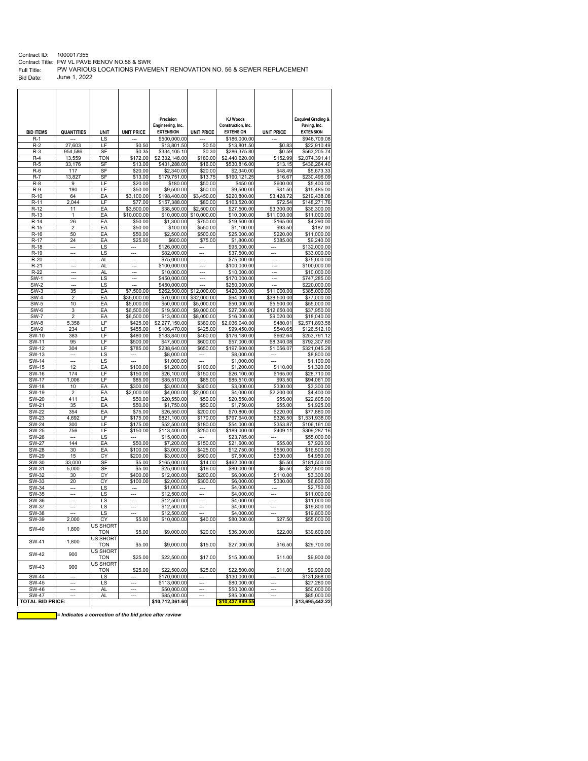Contract ID: 1000017355

Contract Title: PW VL PAVE RENOV NO.56 & SWR

Full Title: PW VARIOUS LOCATIONS PAVEMENT RENOVATION NO. 56 & SEWER REPLACEMENT

Bid Date: June 1, 2022

| BID ITEMS | QUANTITIES | UNIT | UNIT PRICE | Precision Engineering, Inc. EXTENSION | UNIT PRICE | KJ Woods Construction, Inc. EXTENSION | UNIT PRICE | Esquivel Grading & Paving, Inc. EXTENSION |
|---|---|---|---|---|---|---|---|---|
| R-1 | --- | LS | --- | $500,000.00 | --- | $186,000.00 | --- | $948,709.08 |
| R-2 | 27,603 | LF | $0.50 | $13,801.50 | $0.50 | $13,801.50 | $0.83 | $22,910.49 |
| R-3 | 954,586 | SF | $0.35 | $334,105.10 | $0.30 | $286,375.80 | $0.59 | $563,205.74 |
| R-4 | 13,559 | TON | $172.00 | $2,332,148.00 | $180.00 | $2,440,620.00 | $152.99 | $2,074,391.41 |
| R-5 | 33,176 | SF | $13.00 | $431,288.00 | $16.00 | $530,816.00 | $13.15 | $436,264.40 |
| R-6 | 117 | SF | $20.00 | $2,340.00 | $20.00 | $2,340.00 | $48.49 | $5,673.33 |
| R-7 | 13,827 | SF | $13.00 | $179,751.00 | $13.75 | $190,121.25 | $16.67 | $230,496.09 |
| R-8 | 9 | LF | $20.00 | $180.00 | $50.00 | $450.00 | $600.00 | $5,400.00 |
| R-9 | 190 | LF | $50.00 | $9,500.00 | $50.00 | $9,500.00 | $81.50 | $15,485.00 |
| R-10 | 64 | EA | $3,100.00 | $198,400.00 | $3,450.00 | $220,800.00 | $3,428.72 | $219,438.08 |
| R-11 | 2,044 | LF | $77.00 | $157,388.00 | $80.00 | $163,520.00 | $72.54 | $148,271.76 |
| R-12 | 11 | EA | $3,500.00 | $38,500.00 | $2,500.00 | $27,500.00 | $3,300.00 | $36,300.00 |
| R-13 | 1 | EA | $10,000.00 | $10,000.00 | $10,000.00 | $10,000.00 | $11,000.00 | $11,000.00 |
| R-14 | 26 | EA | $50.00 | $1,300.00 | $750.00 | $19,500.00 | $165.00 | $4,290.00 |
| R-15 | 2 | EA | $50.00 | $100.00 | $550.00 | $1,100.00 | $93.50 | $187.00 |
| R-16 | 50 | EA | $50.00 | $2,500.00 | $500.00 | $25,000.00 | $220.00 | $11,000.00 |
| R-17 | 24 | EA | $25.00 | $600.00 | $75.00 | $1,800.00 | $385.00 | $9,240.00 |
| R-18 | --- | LS | --- | $126,000.00 | --- | $95,000.00 | --- | $132,000.00 |
| R-19 | --- | LS | --- | $82,000.00 | --- | $37,500.00 | --- | $33,000.00 |
| R-20 | --- | AL | --- | $75,000.00 | --- | $75,000.00 | --- | $75,000.00 |
| R-21 | --- | AL | --- | $100,000.00 | --- | $100,000.00 | --- | $100,000.00 |
| R-22 | --- | AL | --- | $10,000.00 | --- | $10,000.00 | --- | $10,000.00 |
| SW-1 | --- | LS | --- | $450,000.00 | --- | $170,000.00 | --- | $747,285.00 |
| SW-2 | --- | LS | --- | $450,000.00 | --- | $250,000.00 | --- | $220,000.00 |
| SW-3 | 35 | EA | $7,500.00 | $262,500.00 | $12,000.00 | $420,000.00 | $11,000.00 | $385,000.00 |
| SW-4 | 2 | EA | $35,000.00 | $70,000.00 | $32,000.00 | $64,000.00 | $38,500.00 | $77,000.00 |
| SW-5 | 10 | EA | $5,000.00 | $50,000.00 | $5,000.00 | $50,000.00 | $5,500.00 | $55,000.00 |
| SW-6 | 3 | EA | $6,500.00 | $19,500.00 | $9,000.00 | $27,000.00 | $12,650.00 | $37,950.00 |
| SW-7 | 2 | EA | $6,500.00 | $13,000.00 | $8,000.00 | $16,000.00 | $9,020.00 | $18,040.00 |
| SW-8 | 5,358 | LF | $425.00 | $2,277,150.00 | $380.00 | $2,036,040.00 | $480.01 | $2,571,893.58 |
| SW-9 | 234 | LF | $455.00 | $106,470.00 | $425.00 | $99,450.00 | $540.65 | $126,512.10 |
| SW-10 | 383 | LF | $480.00 | $183,840.00 | $460.00 | $176,180.00 | $662.64 | $253,791.12 |
| SW-11 | 95 | LF | $500.00 | $47,500.00 | $600.00 | $57,000.00 | $8,340.08 | $792,307.60 |
| SW-12 | 304 | LF | $785.00 | $238,640.00 | $650.00 | $197,600.00 | $1,056.07 | $321,045.28 |
| SW-13 | --- | LS | --- | $8,000.00 | --- | $8,000.00 | --- | $8,800.00 |
| SW-14 | --- | LS | --- | $1,000.00 | --- | $1,000.00 | --- | $1,100.00 |
| SW-15 | 12 | EA | $100.00 | $1,200.00 | $100.00 | $1,200.00 | $110.00 | $1,320.00 |
| SW-16 | 174 | LF | $150.00 | $26,100.00 | $150.00 | $26,100.00 | $165.00 | $28,710.00 |
| SW-17 | 1,006 | LF | $85.00 | $85,510.00 | $85.00 | $85,510.00 | $93.50 | $94,061.00 |
| SW-18 | 10 | EA | $300.00 | $3,000.00 | $300.00 | $3,000.00 | $330.00 | $3,300.00 |
| SW-19 | 2 | EA | $2,000.00 | $4,000.00 | $2,000.00 | $4,000.00 | $2,200.00 | $4,400.00 |
| SW-20 | 411 | EA | $50.00 | $20,550.00 | $50.00 | $20,550.00 | $55.00 | $22,605.00 |
| SW-21 | 35 | EA | $50.00 | $1,750.00 | $50.00 | $1,750.00 | $55.00 | $1,925.00 |
| SW-22 | 354 | EA | $75.00 | $26,550.00 | $200.00 | $70,800.00 | $220.00 | $77,880.00 |
| SW-23 | 4,692 | LF | $175.00 | $821,100.00 | $170.00 | $797,640.00 | $326.50 | $1,531,938.00 |
| SW-24 | 300 | LF | $175.00 | $52,500.00 | $180.00 | $54,000.00 | $353.87 | $106,161.00 |
| SW-25 | 756 | LF | $150.00 | $113,400.00 | $250.00 | $189,000.00 | $409.11 | $309,287.16 |
| SW-26 | --- | LS | --- | $15,000.00 | --- | $23,785.00 | --- | $55,000.00 |
| SW-27 | 144 | EA | $50.00 | $7,200.00 | $150.00 | $21,600.00 | $55.00 | $7,920.00 |
| SW-28 | 30 | EA | $100.00 | $3,000.00 | $425.00 | $12,750.00 | $550.00 | $16,500.00 |
| SW-29 | 15 | CY | $200.00 | $3,000.00 | $500.00 | $7,500.00 | $330.00 | $4,950.00 |
| SW-30 | 33,000 | SF | $5.00 | $165,000.00 | $14.00 | $462,000.00 | $5.50 | $181,500.00 |
| SW-31 | 5,000 | SF | $5.00 | $25,000.00 | $16.00 | $80,000.00 | $5.50 | $27,500.00 |
| SW-32 | 30 | CY | $400.00 | $12,000.00 | $200.00 | $6,000.00 | $110.00 | $3,300.00 |
| SW-33 | 20 | CY | $100.00 | $2,000.00 | $300.00 | $6,000.00 | $330.00 | $6,600.00 |
| SW-34 | --- | LS | --- | $1,000.00 | --- | $4,000.00 | --- | $2,750.00 |
| SW-35 | --- | LS | --- | $12,500.00 | --- | $4,000.00 | --- | $11,000.00 |
| SW-36 | --- | LS | --- | $12,500.00 | --- | $4,000.00 | --- | $11,000.00 |
| SW-37 | --- | LS | --- | $12,500.00 | --- | $4,000.00 | --- | $19,800.00 |
| SW-38 | --- | LS | --- | $12,500.00 | --- | $4,000.00 | --- | $19,800.00 |
| SW-39 | 2,000 | CY | $5.00 | $10,000.00 | $40.00 | $80,000.00 | $27.50 | $55,000.00 |
| SW-40 | 1,800 | US SHORT TON | $5.00 | $9,000.00 | $20.00 | $36,000.00 | $22.00 | $39,600.00 |
| SW-41 | 1,800 | US SHORT TON | $5.00 | $9,000.00 | $15.00 | $27,000.00 | $16.50 | $29,700.00 |
| SW-42 | 900 | US SHORT TON | $25.00 | $22,500.00 | $17.00 | $15,300.00 | $11.00 | $9,900.00 |
| SW-43 | 900 | US SHORT TON | $25.00 | $22,500.00 | $25.00 | $22,500.00 | $11.00 | $9,900.00 |
| SW-44 | --- | LS | --- | $170,000.00 | --- | $130,000.00 | --- | $131,868.00 |
| SW-45 | --- | LS | --- | $113,000.00 | --- | $80,000.00 | --- | $27,280.00 |
| SW-46 | --- | AL | --- | $50,000.00 | --- | $50,000.00 | --- | $50,000.00 |
| SW-47 | --- | AL | --- | $85,000.00 | --- | $85,000.00 | --- | $85,000.00 |
| TOTAL BID PRICE: | | | | $10,712,361.60 | | $10,437,999.55 | | $13,695,442.22 |

*= Indicates a correction of the bid price after review*